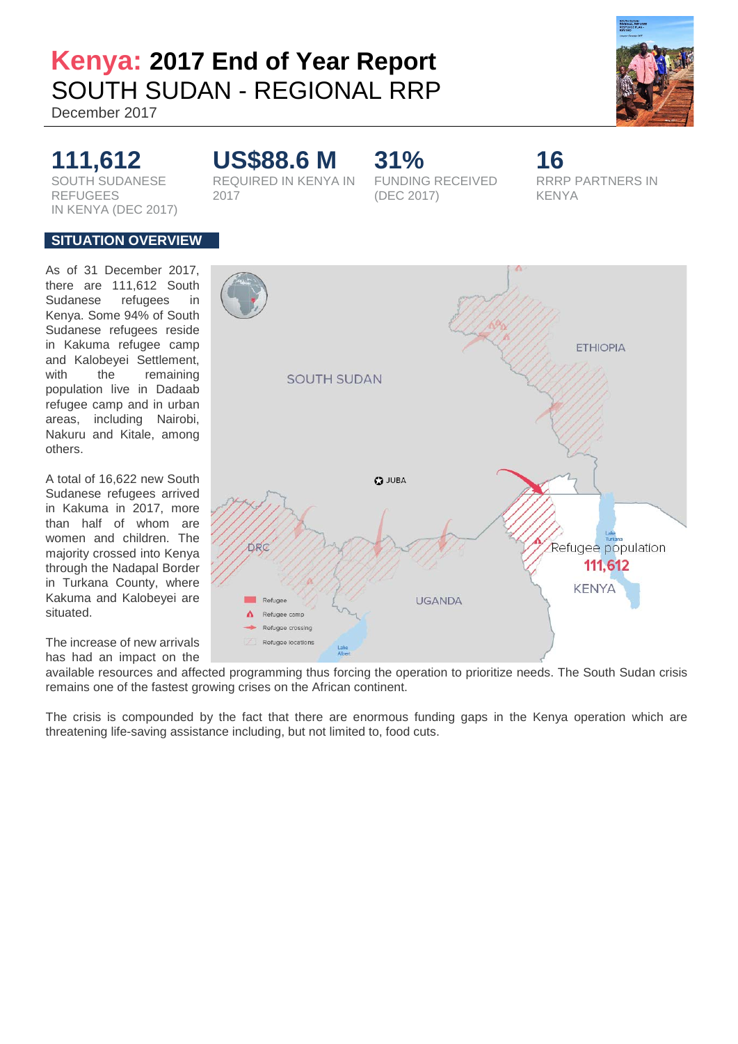# Kenya: 2017 End of Year Report
## SOUTH SUDAN - REGIONAL RRP

December 2017

**111,612**
SOUTH SUDANESE REFUGEES IN KENYA (DEC 2017)

**US$88.6 M**
REQUIRED IN KENYA IN 2017

**31%**
FUNDING RECEIVED (DEC 2017)

**16**
RRRP PARTNERS IN KENYA

## SITUATION OVERVIEW

As of 31 December 2017, there are 111,612 South Sudanese refugees in Kenya. Some 94% of South Sudanese refugees reside in Kakuma refugee camp and Kalobeyei Settlement, with the remaining population live in Dadaab refugee camp and in urban areas, including Nairobi, Nakuru and Kitale, among others.

A total of 16,622 new South Sudanese refugees arrived in Kakuma in 2017, more than half of whom are women and children. The majority crossed into Kenya through the Nadapal Border in Turkana County, where Kakuma and Kalobeyei are situated.

The increase of new arrivals has had an impact on the available resources and affected programming thus forcing the operation to prioritize needs. The South Sudan crisis remains one of the fastest growing crises on the African continent.

The crisis is compounded by the fact that there are enormous funding gaps in the Kenya operation which are threatening life-saving assistance including, but not limited to, food cuts.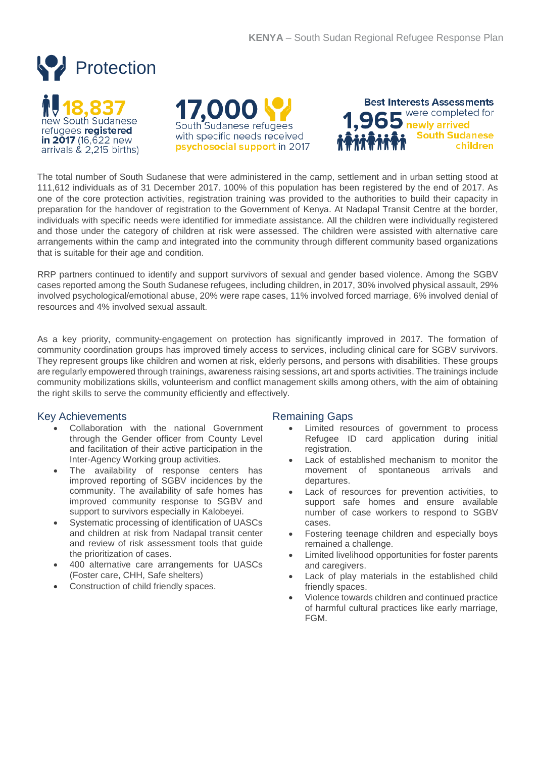# Protection

**18,837** new South Sudanese refugees **registered in 2017** (16,622 new arrivals & 2,215 births)

**17,000** South Sudanese refugees with specific needs received **psychosocial support** in 2017

**Best Interests Assessments** **1,965** were completed for **newly arrived South Sudanese children**

The total number of South Sudanese that were administered in the camp, settlement and in urban setting stood at 111,612 individuals as of 31 December 2017. 100% of this population has been registered by the end of 2017. As one of the core protection activities, registration training was provided to the authorities to build their capacity in preparation for the handover of registration to the Government of Kenya. At Nadapal Transit Centre at the border, individuals with specific needs were identified for immediate assistance. All the children were individually registered and those under the category of children at risk were assessed. The children were assisted with alternative care arrangements within the camp and integrated into the community through different community based organizations that is suitable for their age and condition.

RRP partners continued to identify and support survivors of sexual and gender based violence. Among the SGBV cases reported among the South Sudanese refugees, including children, in 2017, 30% involved physical assault, 29% involved psychological/emotional abuse, 20% were rape cases, 11% involved forced marriage, 6% involved denial of resources and 4% involved sexual assault.

As a key priority, community-engagement on protection has significantly improved in 2017. The formation of community coordination groups has improved timely access to services, including clinical care for SGBV survivors. They represent groups like children and women at risk, elderly persons, and persons with disabilities. These groups are regularly empowered through trainings, awareness raising sessions, art and sports activities. The trainings include community mobilizations skills, volunteerism and conflict management skills among others, with the aim of obtaining the right skills to serve the community efficiently and effectively.

## Key Achievements

- Collaboration with the national Government through the Gender officer from County Level and facilitation of their active participation in the Inter-Agency Working group activities.
- The availability of response centers has improved reporting of SGBV incidences by the community. The availability of safe homes has improved community response to SGBV and support to survivors especially in Kalobeyei.
- Systematic processing of identification of UASCs and children at risk from Nadapal transit center and review of risk assessment tools that guide the prioritization of cases.
- 400 alternative care arrangements for UASCs (Foster care, CHH, Safe shelters)
- Construction of child friendly spaces.

## Remaining Gaps

- Limited resources of government to process Refugee ID card application during initial registration.
- Lack of established mechanism to monitor the movement of spontaneous arrivals and departures.
- Lack of resources for prevention activities, to support safe homes and ensure available number of case workers to respond to SGBV cases.
- Fostering teenage children and especially boys remained a challenge.
- Limited livelihood opportunities for foster parents and caregivers.
- Lack of play materials in the established child friendly spaces.
- Violence towards children and continued practice of harmful cultural practices like early marriage, FGM.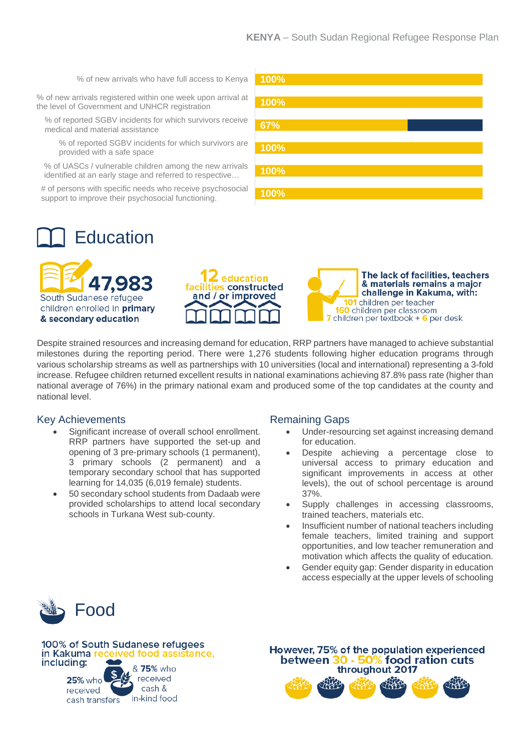| Indicator | Achievement |
|---|---|
| % of new arrivals who have full access to Kenya | 100% |
| % of new arrivals registered within one week upon arrival at the level of Government and UNHCR registration | 100% |
| % of reported SGBV incidents for which survivors receive medical and material assistance | 67% |
| % of reported SGBV incidents for which survivors are provided with a safe space | 100% |
| % of UASCs / vulnerable children among the new arrivals identified at an early stage and referred to respective… | 100% |
| # of persons with specific needs who receive psychosocial support to improve their psychosocial functioning. | 100% |

# Education

**47,983** South Sudanese refugee children enrolled in **primary & secondary education**

**12** education facilities constructed and / or improved

**The lack of facilities, teachers & materials remains a major challenge in Kakuma, with:**
- 101 children per teacher
- 160 children per classroom
- 7 children per textbook + 6 per desk

Despite strained resources and increasing demand for education, RRP partners have managed to achieve substantial milestones during the reporting period. There were 1,276 students following higher education programs through various scholarship streams as well as partnerships with 10 universities (local and international) representing a 3-fold increase. Refugee children returned excellent results in national examinations achieving 87.8% pass rate (higher than national average of 76%) in the primary national exam and produced some of the top candidates at the county and national level.

## Key Achievements

- Significant increase of overall school enrollment. RRP partners have supported the set-up and opening of 3 pre-primary schools (1 permanent), 3 primary schools (2 permanent) and a temporary secondary school that has supported learning for 14,035 (6,019 female) students.
- 50 secondary school students from Dadaab were provided scholarships to attend local secondary schools in Turkana West sub-county.

## Remaining Gaps

- Under-resourcing set against increasing demand for education.
- Despite achieving a percentage close to universal access to primary education and significant improvements in access at other levels), the out of school percentage is around 37%.
- Supply challenges in accessing classrooms, trained teachers, materials etc.
- Insufficient number of national teachers including female teachers, limited training and support opportunities, and low teacher remuneration and motivation which affects the quality of education.
- Gender equity gap: Gender disparity in education access especially at the upper levels of schooling

# Food

**100% of South Sudanese refugees in Kakuma received food assistance, including:**
- **25%** who received cash transfers
- & **75%** who received cash & in-kind food

**However, 75% of the population experienced between 30 - 50% food ration cuts throughout 2017**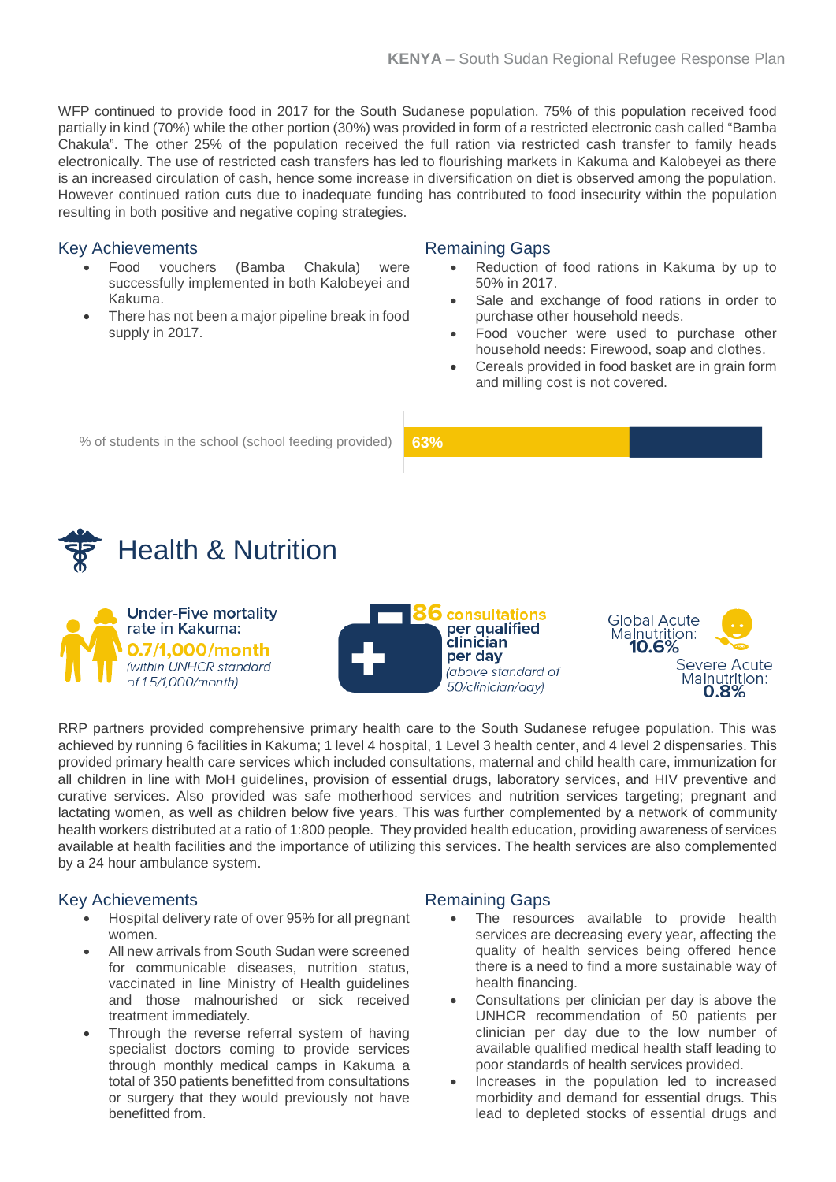WFP continued to provide food in 2017 for the South Sudanese population. 75% of this population received food partially in kind (70%) while the other portion (30%) was provided in form of a restricted electronic cash called "Bamba Chakula". The other 25% of the population received the full ration via restricted cash transfer to family heads electronically. The use of restricted cash transfers has led to flourishing markets in Kakuma and Kalobeyei as there is an increased circulation of cash, hence some increase in diversification on diet is observed among the population. However continued ration cuts due to inadequate funding has contributed to food insecurity within the population resulting in both positive and negative coping strategies.

### Key Achievements

- Food vouchers (Bamba Chakula) were successfully implemented in both Kalobeyei and Kakuma.
- There has not been a major pipeline break in food supply in 2017.

### Remaining Gaps

- Reduction of food rations in Kakuma by up to 50% in 2017.
- Sale and exchange of food rations in order to purchase other household needs.
- Food voucher were used to purchase other household needs: Firewood, soap and clothes.
- Cereals provided in food basket are in grain form and milling cost is not covered.

% of students in the school (school feeding provided) — 63%

## Health & Nutrition

**Under-Five mortality rate in Kakuma:** **0.7/1,000/month** *(within UNHCR standard of 1.5/1,000/month)*

**86 consultations per qualified clinician per day** *(above standard of 50/clinician/day)*

Global Acute Malnutrition: **10.6%**

Severe Acute Malnutrition: **0.8%**

RRP partners provided comprehensive primary health care to the South Sudanese refugee population. This was achieved by running 6 facilities in Kakuma; 1 level 4 hospital, 1 Level 3 health center, and 4 level 2 dispensaries. This provided primary health care services which included consultations, maternal and child health care, immunization for all children in line with MoH guidelines, provision of essential drugs, laboratory services, and HIV preventive and curative services. Also provided was safe motherhood services and nutrition services targeting; pregnant and lactating women, as well as children below five years. This was further complemented by a network of community health workers distributed at a ratio of 1:800 people. They provided health education, providing awareness of services available at health facilities and the importance of utilizing this services. The health services are also complemented by a 24 hour ambulance system.

### Key Achievements

- Hospital delivery rate of over 95% for all pregnant women.
- All new arrivals from South Sudan were screened for communicable diseases, nutrition status, vaccinated in line Ministry of Health guidelines and those malnourished or sick received treatment immediately.
- Through the reverse referral system of having specialist doctors coming to provide services through monthly medical camps in Kakuma a total of 350 patients benefitted from consultations or surgery that they would previously not have benefitted from.

### Remaining Gaps

- The resources available to provide health services are decreasing every year, affecting the quality of health services being offered hence there is a need to find a more sustainable way of health financing.
- Consultations per clinician per day is above the UNHCR recommendation of 50 patients per clinician per day due to the low number of available qualified medical health staff leading to poor standards of health services provided.
- Increases in the population led to increased morbidity and demand for essential drugs. This lead to depleted stocks of essential drugs and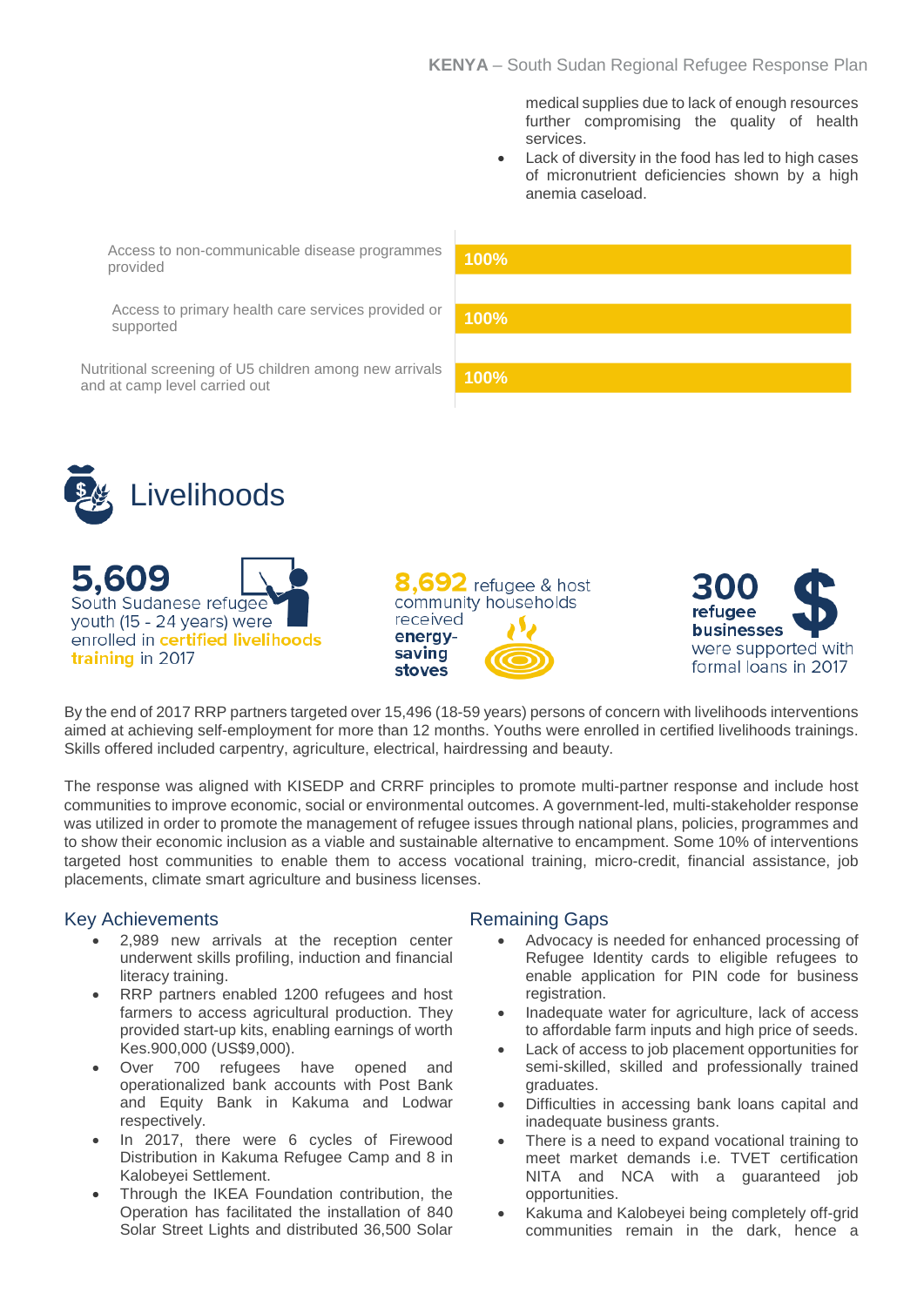medical supplies due to lack of enough resources further compromising the quality of health services.

- Lack of diversity in the food has led to high cases of micronutrient deficiencies shown by a high anemia caseload.

| Indicator | Progress |
|---|---|
| Access to non-communicable disease programmes provided | 100% |
| Access to primary health care services provided or supported | 100% |
| Nutritional screening of U5 children among new arrivals and at camp level carried out | 100% |

# Livelihoods

**5,609** South Sudanese refugee youth (15 - 24 years) were enrolled in **certified livelihoods training** in 2017

**8,692** refugee & host community households received **energy-saving stoves**

**300 refugee businesses** were supported with formal loans in 2017

By the end of 2017 RRP partners targeted over 15,496 (18-59 years) persons of concern with livelihoods interventions aimed at achieving self-employment for more than 12 months. Youths were enrolled in certified livelihoods trainings. Skills offered included carpentry, agriculture, electrical, hairdressing and beauty.

The response was aligned with KISEDP and CRRF principles to promote multi-partner response and include host communities to improve economic, social or environmental outcomes. A government-led, multi-stakeholder response was utilized in order to promote the management of refugee issues through national plans, policies, programmes and to show their economic inclusion as a viable and sustainable alternative to encampment. Some 10% of interventions targeted host communities to enable them to access vocational training, micro-credit, financial assistance, job placements, climate smart agriculture and business licenses.

## Key Achievements

- 2,989 new arrivals at the reception center underwent skills profiling, induction and financial literacy training.
- RRP partners enabled 1200 refugees and host farmers to access agricultural production. They provided start-up kits, enabling earnings of worth Kes.900,000 (US$9,000).
- Over 700 refugees have opened and operationalized bank accounts with Post Bank and Equity Bank in Kakuma and Lodwar respectively.
- In 2017, there were 6 cycles of Firewood Distribution in Kakuma Refugee Camp and 8 in Kalobeyei Settlement.
- Through the IKEA Foundation contribution, the Operation has facilitated the installation of 840 Solar Street Lights and distributed 36,500 Solar

## Remaining Gaps

- Advocacy is needed for enhanced processing of Refugee Identity cards to eligible refugees to enable application for PIN code for business registration.
- Inadequate water for agriculture, lack of access to affordable farm inputs and high price of seeds.
- Lack of access to job placement opportunities for semi-skilled, skilled and professionally trained graduates.
- Difficulties in accessing bank loans capital and inadequate business grants.
- There is a need to expand vocational training to meet market demands i.e. TVET certification NITA and NCA with a guaranteed job opportunities.
- Kakuma and Kalobeyei being completely off-grid communities remain in the dark, hence a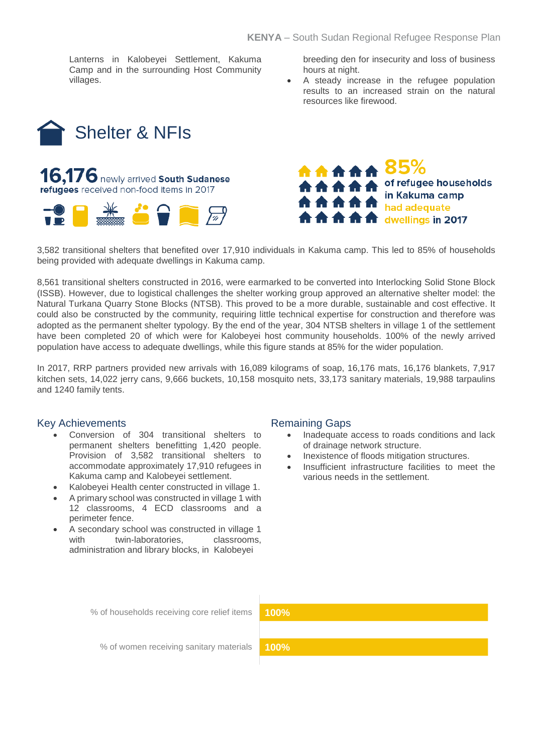Lanterns in Kalobeyei Settlement, Kakuma Camp and in the surrounding Host Community villages.

breeding den for insecurity and loss of business hours at night.

- A steady increase in the refugee population results to an increased strain on the natural resources like firewood.

# Shelter & NFIs

**16,176** newly arrived **South Sudanese refugees** received non-food items in 2017

**85%** of refugee households in Kakuma camp had adequate dwellings in 2017

3,582 transitional shelters that benefited over 17,910 individuals in Kakuma camp. This led to 85% of households being provided with adequate dwellings in Kakuma camp.

8,561 transitional shelters constructed in 2016, were earmarked to be converted into Interlocking Solid Stone Block (ISSB). However, due to logistical challenges the shelter working group approved an alternative shelter model: the Natural Turkana Quarry Stone Blocks (NTSB). This proved to be a more durable, sustainable and cost effective. It could also be constructed by the community, requiring little technical expertise for construction and therefore was adopted as the permanent shelter typology. By the end of the year, 304 NTSB shelters in village 1 of the settlement have been completed 20 of which were for Kalobeyei host community households. 100% of the newly arrived population have access to adequate dwellings, while this figure stands at 85% for the wider population.

In 2017, RRP partners provided new arrivals with 16,089 kilograms of soap, 16,176 mats, 16,176 blankets, 7,917 kitchen sets, 14,022 jerry cans, 9,666 buckets, 10,158 mosquito nets, 33,173 sanitary materials, 19,988 tarpaulins and 1240 family tents.

## Key Achievements

- Conversion of 304 transitional shelters to permanent shelters benefitting 1,420 people. Provision of 3,582 transitional shelters to accommodate approximately 17,910 refugees in Kakuma camp and Kalobeyei settlement.
- Kalobeyei Health center constructed in village 1.
- A primary school was constructed in village 1 with 12 classrooms, 4 ECD classrooms and a perimeter fence.
- A secondary school was constructed in village 1 with twin-laboratories, classrooms, administration and library blocks, in Kalobeyei

## Remaining Gaps

- Inadequate access to roads conditions and lack of drainage network structure.
- Inexistence of floods mitigation structures.
- Insufficient infrastructure facilities to meet the various needs in the settlement.

| Indicator | Value |
|---|---|
| % of households receiving core relief items | 100% |
| % of women receiving sanitary materials | 100% |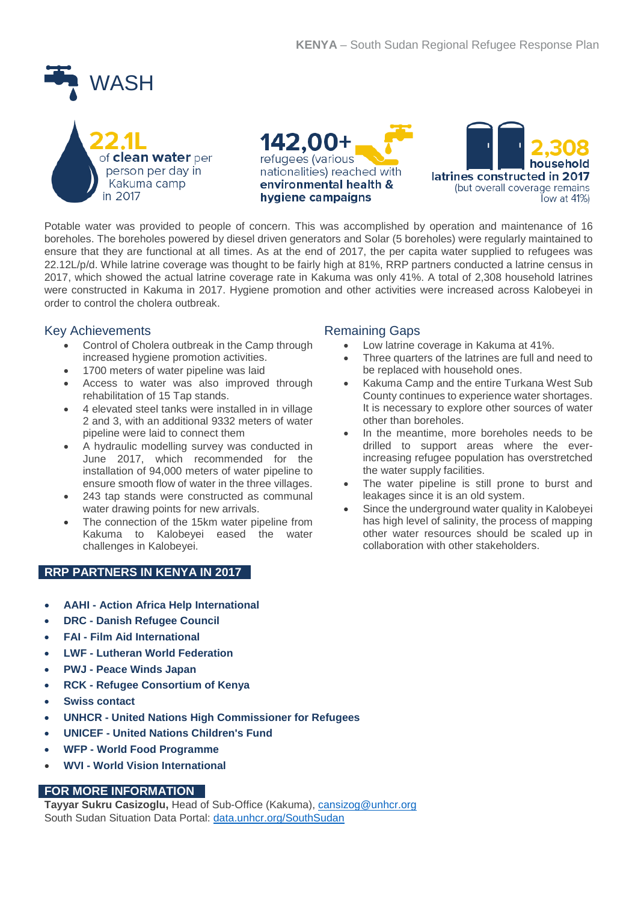# WASH

**22.1L** of **clean water** per person per day in Kakuma camp in 2017

**142,00+** refugees (various nationalities) reached with **environmental health & hygiene campaigns**

**2,308 household latrines constructed in 2017** (but overall coverage remains low at 41%)

Potable water was provided to people of concern. This was accomplished by operation and maintenance of 16 boreholes. The boreholes powered by diesel driven generators and Solar (5 boreholes) were regularly maintained to ensure that they are functional at all times. As at the end of 2017, the per capita water supplied to refugees was 22.12L/p/d. While latrine coverage was thought to be fairly high at 81%, RRP partners conducted a latrine census in 2017, which showed the actual latrine coverage rate in Kakuma was only 41%. A total of 2,308 household latrines were constructed in Kakuma in 2017. Hygiene promotion and other activities were increased across Kalobeyei in order to control the cholera outbreak.

## Key Achievements

- Control of Cholera outbreak in the Camp through increased hygiene promotion activities.
- 1700 meters of water pipeline was laid
- Access to water was also improved through rehabilitation of 15 Tap stands.
- 4 elevated steel tanks were installed in in village 2 and 3, with an additional 9332 meters of water pipeline were laid to connect them
- A hydraulic modelling survey was conducted in June 2017, which recommended for the installation of 94,000 meters of water pipeline to ensure smooth flow of water in the three villages.
- 243 tap stands were constructed as communal water drawing points for new arrivals.
- The connection of the 15km water pipeline from Kakuma to Kalobeyei eased the water challenges in Kalobeyei.

## Remaining Gaps

- Low latrine coverage in Kakuma at 41%.
- Three quarters of the latrines are full and need to be replaced with household ones.
- Kakuma Camp and the entire Turkana West Sub County continues to experience water shortages. It is necessary to explore other sources of water other than boreholes.
- In the meantime, more boreholes needs to be drilled to support areas where the ever-increasing refugee population has overstretched the water supply facilities.
- The water pipeline is still prone to burst and leakages since it is an old system.
- Since the underground water quality in Kalobeyei has high level of salinity, the process of mapping other water resources should be scaled up in collaboration with other stakeholders.

## RRP PARTNERS IN KENYA IN 2017

- **AAHI - Action Africa Help International**
- **DRC - Danish Refugee Council**
- **FAI - Film Aid International**
- **LWF - Lutheran World Federation**
- **PWJ - Peace Winds Japan**
- **RCK - Refugee Consortium of Kenya**
- **Swiss contact**
- **UNHCR - United Nations High Commissioner for Refugees**
- **UNICEF - United Nations Children's Fund**
- **WFP - World Food Programme**
- **WVI - World Vision International**

## FOR MORE INFORMATION

**Tayyar Sukru Casizoglu,** Head of Sub-Office (Kakuma), cansizog@unhcr.org
South Sudan Situation Data Portal: data.unhcr.org/SouthSudan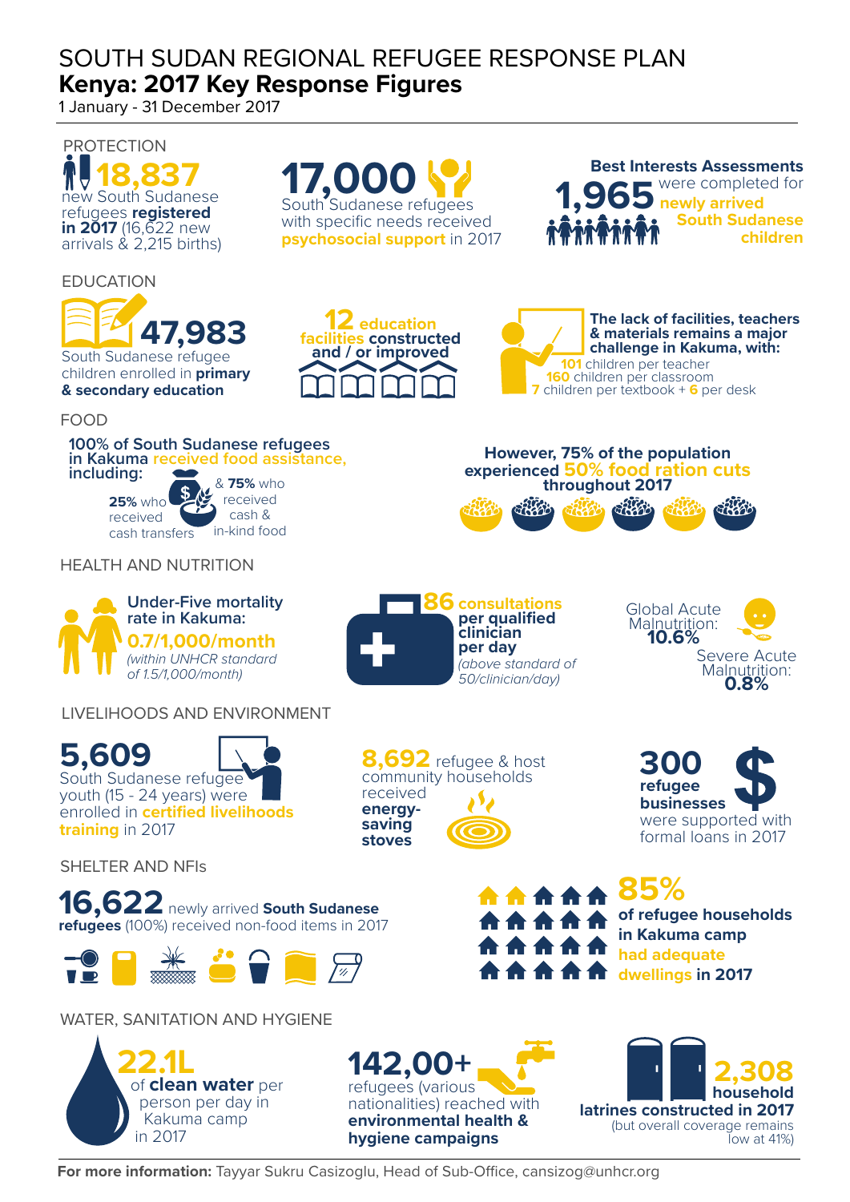# SOUTH SUDAN REGIONAL REFUGEE RESPONSE PLAN

## Kenya: 2017 Key Response Figures

1 January - 31 December 2017

### PROTECTION

**18,837** new South Sudanese refugees **registered in 2017** (16,622 new arrivals & 2,215 births)

**17,000** South Sudanese refugees with specific needs received **psychosocial support** in 2017

**Best Interests Assessments 1,965** were completed for **newly arrived South Sudanese children**

### EDUCATION

**47,983** South Sudanese refugee children enrolled in **primary & secondary education**

**12 education facilities constructed and / or improved**

**The lack of facilities, teachers & materials remains a major challenge in Kakuma, with:**
**101** children per teacher
**160** children per classroom
**7** children per textbook + **6** per desk

### FOOD

**100% of South Sudanese refugees in Kakuma received food assistance, including:**

**25%** who received cash transfers & **75%** who received cash & in-kind food

**However, 75% of the population experienced 50% food ration cuts throughout 2017**

### HEALTH AND NUTRITION

**Under-Five mortality rate in Kakuma:**
**0.7/1,000/month**
*(within UNHCR standard of 1.5/1,000/month)*

**86 consultations per qualified clinician per day**
*(above standard of 50/clinician/day)*

Global Acute Malnutrition: **10.6%**

Severe Acute Malnutrition: **0.8%**

### LIVELIHOODS AND ENVIRONMENT

**5,609** South Sudanese refugee youth (15 - 24 years) were enrolled in **certified livelihoods training** in 2017

**8,692** refugee & host community households received **energy-saving stoves**

**300 refugee businesses** were supported with formal loans in 2017

### SHELTER AND NFIs

**16,622** newly arrived **South Sudanese refugees** (100%) received non-food items in 2017

**85% of refugee households in Kakuma camp had adequate dwellings in 2017**

### WATER, SANITATION AND HYGIENE

**22.1L** of **clean water** per person per day in Kakuma camp in 2017

**142,00+** refugees (various nationalities) reached with **environmental health & hygiene campaigns**

**2,308 household latrines constructed in 2017** (but overall coverage remains low at 41%)

**For more information:** Tayyar Sukru Casizoglu, Head of Sub-Office, cansizog@unhcr.org